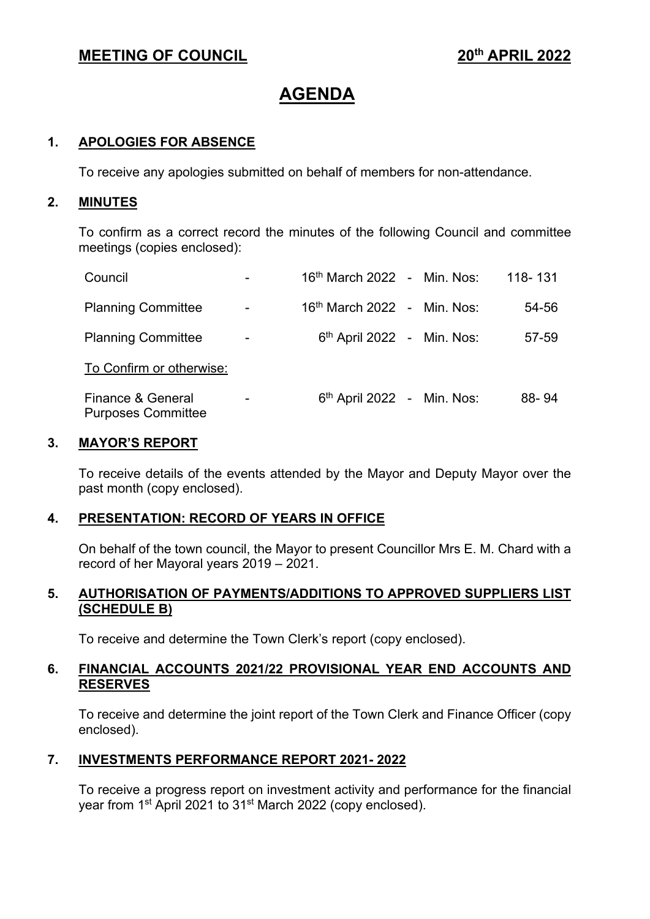**MEETING OF COUNCIL** **20th APRIL 2022**

# AGENDA

## 1. APOLOGIES FOR ABSENCE

To receive any apologies submitted on behalf of members for non-attendance.

## 2. MINUTES

To confirm as a correct record the minutes of the following Council and committee meetings (copies enclosed):

| | | | | | |
|---|---|---|---|---|---|
| Council | - | 16th March 2022 | - | Min. Nos: | 118- 131 |
| Planning Committee | - | 16th March 2022 | - | Min. Nos: | 54-56 |
| Planning Committee | - | 6th April 2022 | - | Min. Nos: | 57-59 |
| To Confirm or otherwise: | | | | | |
| Finance & General Purposes Committee | - | 6th April 2022 | - | Min. Nos: | 88- 94 |

## 3. MAYOR'S REPORT

To receive details of the events attended by the Mayor and Deputy Mayor over the past month (copy enclosed).

## 4. PRESENTATION: RECORD OF YEARS IN OFFICE

On behalf of the town council, the Mayor to present Councillor Mrs E. M. Chard with a record of her Mayoral years 2019 – 2021.

## 5. AUTHORISATION OF PAYMENTS/ADDITIONS TO APPROVED SUPPLIERS LIST (SCHEDULE B)

To receive and determine the Town Clerk's report (copy enclosed).

## 6. FINANCIAL ACCOUNTS 2021/22 PROVISIONAL YEAR END ACCOUNTS AND RESERVES

To receive and determine the joint report of the Town Clerk and Finance Officer (copy enclosed).

## 7. INVESTMENTS PERFORMANCE REPORT 2021- 2022

To receive a progress report on investment activity and performance for the financial year from 1st April 2021 to 31st March 2022 (copy enclosed).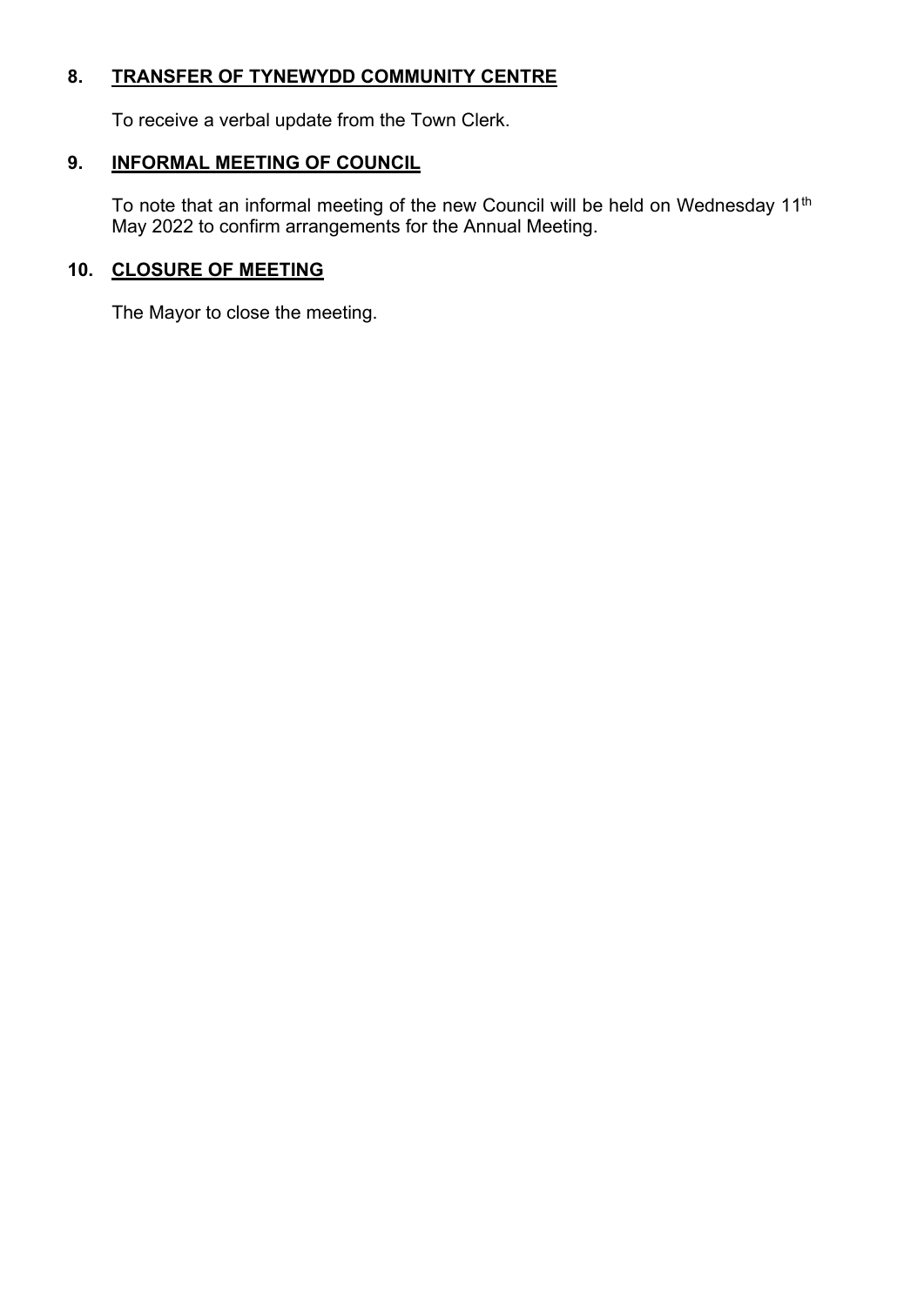## 8. <u>TRANSFER OF TYNEWYDD COMMUNITY CENTRE</u>

To receive a verbal update from the Town Clerk.

## 9. <u>INFORMAL MEETING OF COUNCIL</u>

To note that an informal meeting of the new Council will be held on Wednesday 11th May 2022 to confirm arrangements for the Annual Meeting.

## 10. <u>CLOSURE OF MEETING</u>

The Mayor to close the meeting.